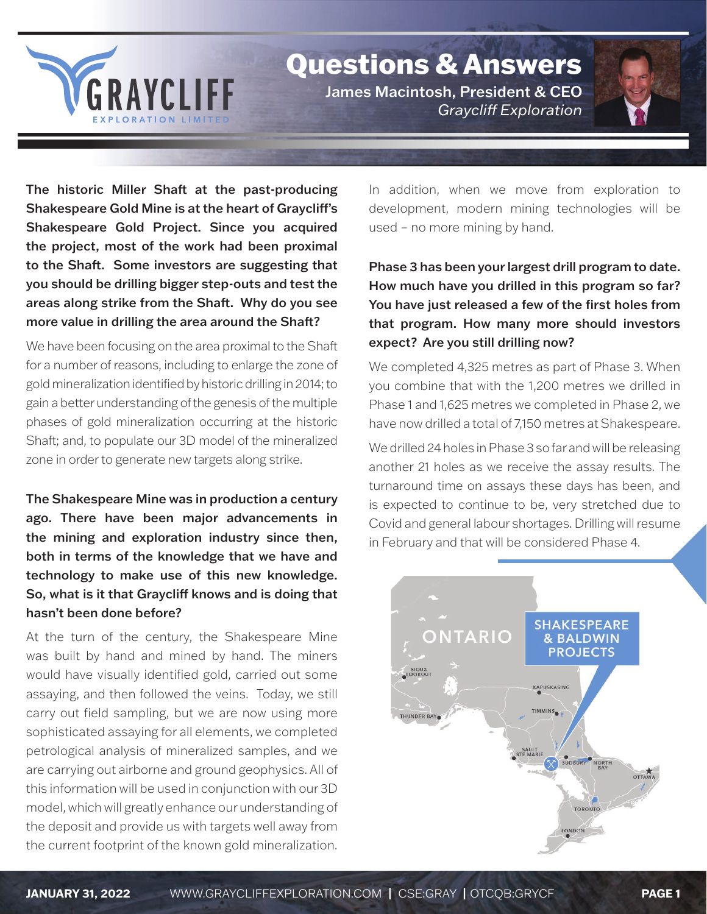# Questions & Answers

**James Macintosh, President & CEO**
*Graycliff Exploration*

**The historic Miller Shaft at the past-producing Shakespeare Gold Mine is at the heart of Graycliff's Shakespeare Gold Project. Since you acquired the project, most of the work had been proximal to the Shaft. Some investors are suggesting that you should be drilling bigger step-outs and test the areas along strike from the Shaft. Why do you see more value in drilling the area around the Shaft?**

We have been focusing on the area proximal to the Shaft for a number of reasons, including to enlarge the zone of gold mineralization identified by historic drilling in 2014; to gain a better understanding of the genesis of the multiple phases of gold mineralization occurring at the historic Shaft; and, to populate our 3D model of the mineralized zone in order to generate new targets along strike.

**The Shakespeare Mine was in production a century ago. There have been major advancements in the mining and exploration industry since then, both in terms of the knowledge that we have and technology to make use of this new knowledge. So, what is it that Graycliff knows and is doing that hasn't been done before?**

At the turn of the century, the Shakespeare Mine was built by hand and mined by hand. The miners would have visually identified gold, carried out some assaying, and then followed the veins. Today, we still carry out field sampling, but we are now using more sophisticated assaying for all elements, we completed petrological analysis of mineralized samples, and we are carrying out airborne and ground geophysics. All of this information will be used in conjunction with our 3D model, which will greatly enhance our understanding of the deposit and provide us with targets well away from the current footprint of the known gold mineralization.

In addition, when we move from exploration to development, modern mining technologies will be used – no more mining by hand.

**Phase 3 has been your largest drill program to date. How much have you drilled in this program so far? You have just released a few of the first holes from that program. How many more should investors expect? Are you still drilling now?**

We completed 4,325 metres as part of Phase 3. When you combine that with the 1,200 metres we drilled in Phase 1 and 1,625 metres we completed in Phase 2, we have now drilled a total of 7,150 metres at Shakespeare.

We drilled 24 holes in Phase 3 so far and will be releasing another 21 holes as we receive the assay results. The turnaround time on assays these days has been, and is expected to continue to be, very stretched due to Covid and general labour shortages. Drilling will resume in February and that will be considered Phase 4.

ONTARIO — SHAKESPEARE & BALDWIN PROJECTS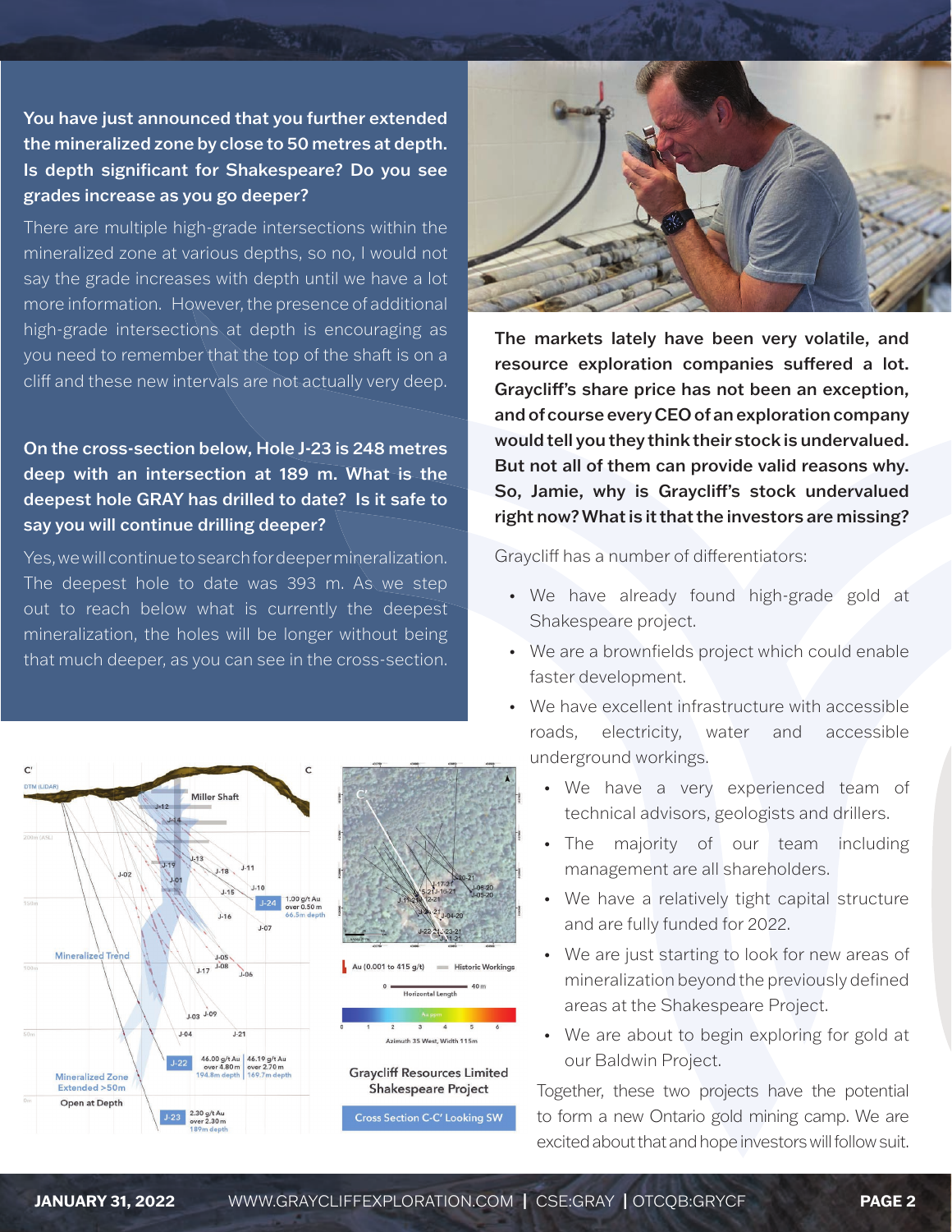**You have just announced that you further extended the mineralized zone by close to 50 metres at depth. Is depth significant for Shakespeare? Do you see grades increase as you go deeper?**

There are multiple high-grade intersections within the mineralized zone at various depths, so no, I would not say the grade increases with depth until we have a lot more information. However, the presence of additional high-grade intersections at depth is encouraging as you need to remember that the top of the shaft is on a cliff and these new intervals are not actually very deep.

**On the cross-section below, Hole J-23 is 248 metres deep with an intersection at 189 m. What is the deepest hole GRAY has drilled to date? Is it safe to say you will continue drilling deeper?**

Yes, we will continue to search for deeper mineralization. The deepest hole to date was 393 m. As we step out to reach below what is currently the deepest mineralization, the holes will be longer without being that much deeper, as you can see in the cross-section.

C'
C
DTM (LIDAR)
Miller Shaft
Mineralized Trend
J-24 1.00 g/t Au over 0.50 m 66.5m depth
J-22 46.00 g/t Au over 4.80 m 194.8m depth
46.19 g/t Au over 2.70 m 169.7m depth
Mineralized Zone Extended >50m
Open at Depth
J-23 2.30 g/t Au over 2.30 m 189m depth
Au (0.001 to 415 g/t)
Historic Workings
Horizontal Length
0 40 m
Au ppm
0 1 2 3 4 5 6
Azimuth 35 West, Width 115m

Graycliff Resources Limited
Shakespeare Project

Cross Section C-C' Looking SW

**The markets lately have been very volatile, and resource exploration companies suffered a lot. Graycliff's share price has not been an exception, and of course every CEO of an exploration company would tell you they think their stock is undervalued. But not all of them can provide valid reasons why. So, Jamie, why is Graycliff's stock undervalued right now? What is it that the investors are missing?**

Graycliff has a number of differentiators:

- We have already found high-grade gold at Shakespeare project.
- We are a brownfields project which could enable faster development.
- We have excellent infrastructure with accessible roads, electricity, water and accessible underground workings.
- We have a very experienced team of technical advisors, geologists and drillers.
- The majority of our team including management are all shareholders.
- We have a relatively tight capital structure and are fully funded for 2022.
- We are just starting to look for new areas of mineralization beyond the previously defined areas at the Shakespeare Project.
- We are about to begin exploring for gold at our Baldwin Project.

Together, these two projects have the potential to form a new Ontario gold mining camp. We are excited about that and hope investors will follow suit.